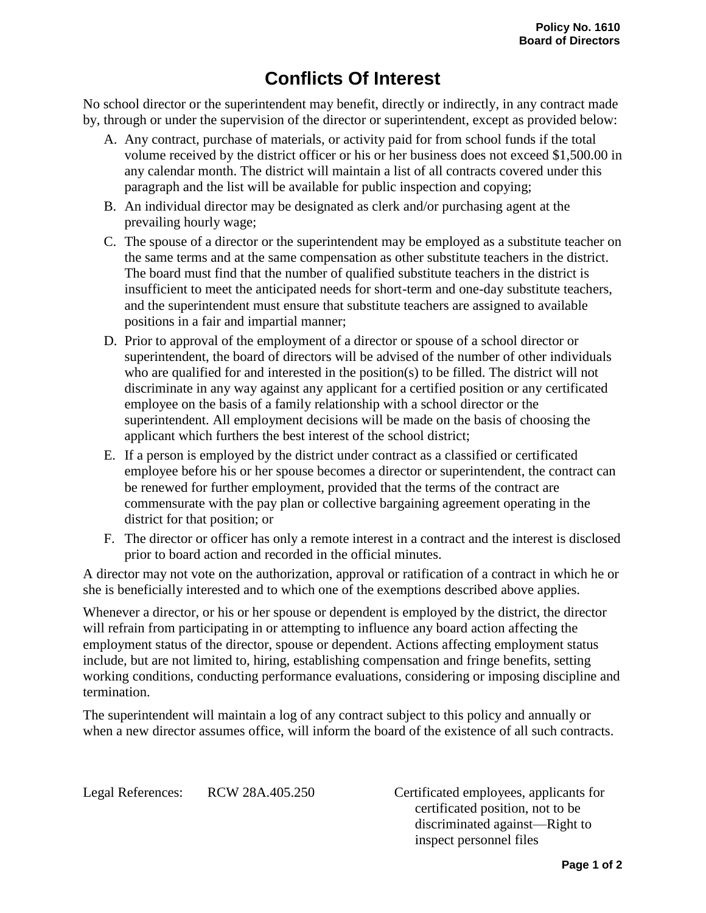**Policy No. 1610**
**Board of Directors**

# Conflicts Of Interest

No school director or the superintendent may benefit, directly or indirectly, in any contract made by, through or under the supervision of the director or superintendent, except as provided below:

A. Any contract, purchase of materials, or activity paid for from school funds if the total volume received by the district officer or his or her business does not exceed $1,500.00 in any calendar month. The district will maintain a list of all contracts covered under this paragraph and the list will be available for public inspection and copying;

B. An individual director may be designated as clerk and/or purchasing agent at the prevailing hourly wage;

C. The spouse of a director or the superintendent may be employed as a substitute teacher on the same terms and at the same compensation as other substitute teachers in the district. The board must find that the number of qualified substitute teachers in the district is insufficient to meet the anticipated needs for short-term and one-day substitute teachers, and the superintendent must ensure that substitute teachers are assigned to available positions in a fair and impartial manner;

D. Prior to approval of the employment of a director or spouse of a school director or superintendent, the board of directors will be advised of the number of other individuals who are qualified for and interested in the position(s) to be filled. The district will not discriminate in any way against any applicant for a certified position or any certificated employee on the basis of a family relationship with a school director or the superintendent. All employment decisions will be made on the basis of choosing the applicant which furthers the best interest of the school district;

E. If a person is employed by the district under contract as a classified or certificated employee before his or her spouse becomes a director or superintendent, the contract can be renewed for further employment, provided that the terms of the contract are commensurate with the pay plan or collective bargaining agreement operating in the district for that position; or

F. The director or officer has only a remote interest in a contract and the interest is disclosed prior to board action and recorded in the official minutes.

A director may not vote on the authorization, approval or ratification of a contract in which he or she is beneficially interested and to which one of the exemptions described above applies.

Whenever a director, or his or her spouse or dependent is employed by the district, the director will refrain from participating in or attempting to influence any board action affecting the employment status of the director, spouse or dependent. Actions affecting employment status include, but are not limited to, hiring, establishing compensation and fringe benefits, setting working conditions, conducting performance evaluations, considering or imposing discipline and termination.

The superintendent will maintain a log of any contract subject to this policy and annually or when a new director assumes office, will inform the board of the existence of all such contracts.

| Legal References: | RCW 28A.405.250 | Certificated employees, applicants for certificated position, not to be discriminated against—Right to inspect personnel files |
|---|---|---|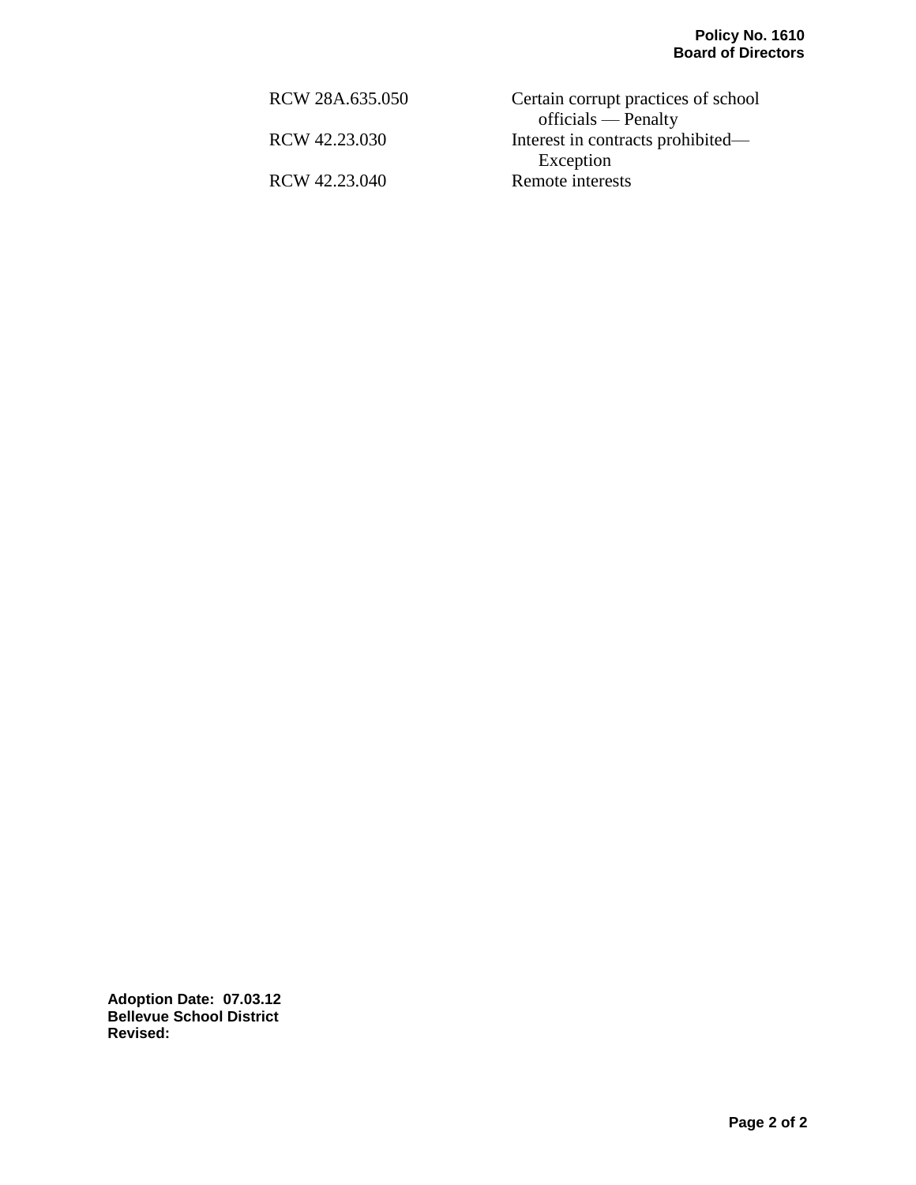| | |
|---|---|
| RCW 28A.635.050 | Certain corrupt practices of school officials — Penalty |
| RCW 42.23.030 | Interest in contracts prohibited—Exception |
| RCW 42.23.040 | Remote interests |

**Adoption Date: 07.03.12**
**Bellevue School District**
**Revised:**